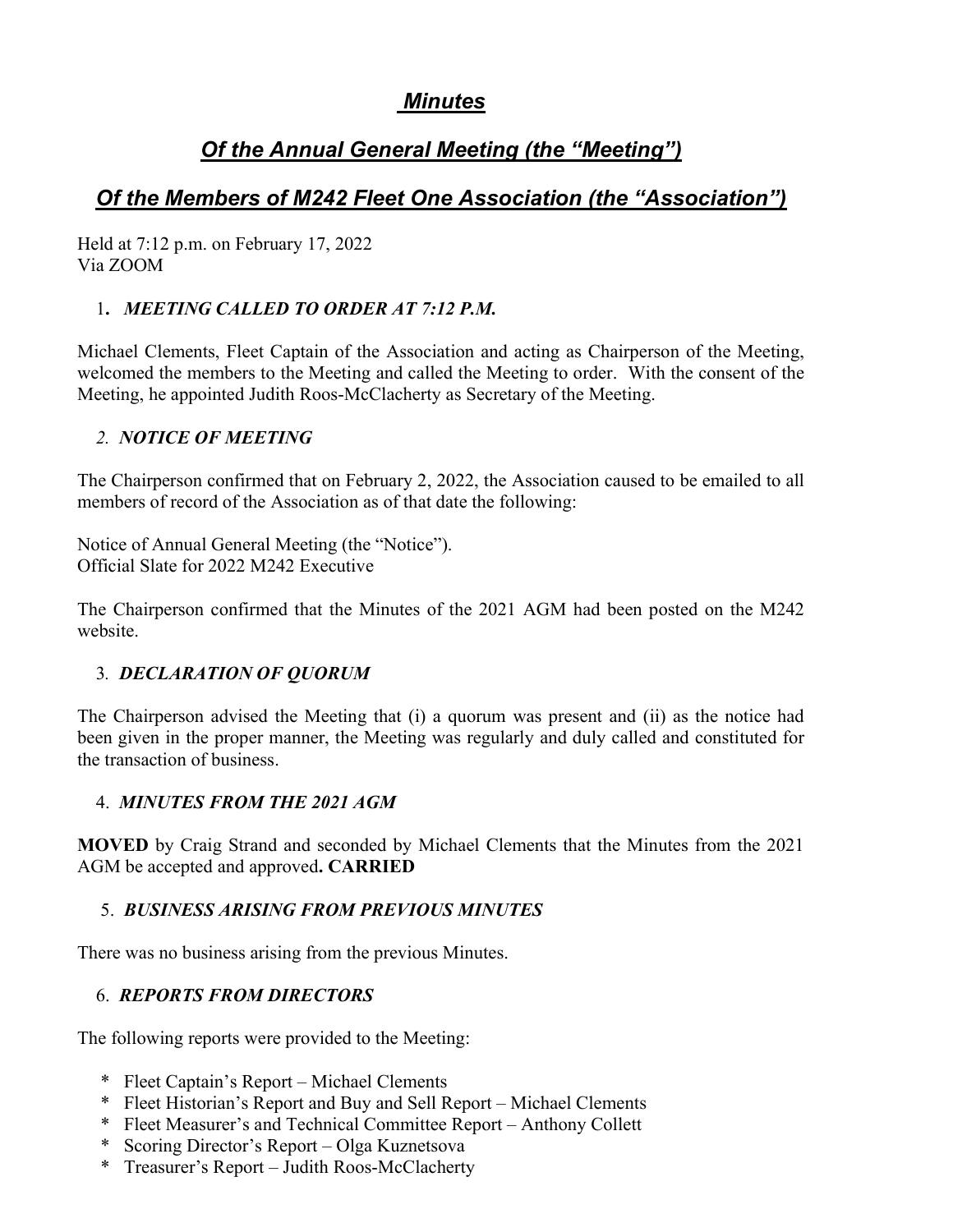# *Minutes*

## *Of the Annual General Meeting (the "Meeting")*

## *Of the Members of M242 Fleet One Association (the "Association")*

Held at 7:12 p.m. on February 17, 2022
Via ZOOM

### 1. *MEETING CALLED TO ORDER AT 7:12 P.M.*

Michael Clements, Fleet Captain of the Association and acting as Chairperson of the Meeting, welcomed the members to the Meeting and called the Meeting to order. With the consent of the Meeting, he appointed Judith Roos-McClacherty as Secretary of the Meeting.

### 2. *NOTICE OF MEETING*

The Chairperson confirmed that on February 2, 2022, the Association caused to be emailed to all members of record of the Association as of that date the following:

Notice of Annual General Meeting (the "Notice").
Official Slate for 2022 M242 Executive

The Chairperson confirmed that the Minutes of the 2021 AGM had been posted on the M242 website.

### 3. *DECLARATION OF QUORUM*

The Chairperson advised the Meeting that (i) a quorum was present and (ii) as the notice had been given in the proper manner, the Meeting was regularly and duly called and constituted for the transaction of business.

### 4. *MINUTES FROM THE 2021 AGM*

**MOVED** by Craig Strand and seconded by Michael Clements that the Minutes from the 2021 AGM be accepted and approved**. CARRIED**

### 5. *BUSINESS ARISING FROM PREVIOUS MINUTES*

There was no business arising from the previous Minutes.

### 6. *REPORTS FROM DIRECTORS*

The following reports were provided to the Meeting:

* Fleet Captain's Report – Michael Clements
* Fleet Historian's Report and Buy and Sell Report – Michael Clements
* Fleet Measurer's and Technical Committee Report – Anthony Collett
* Scoring Director's Report – Olga Kuznetsova
* Treasurer's Report – Judith Roos-McClacherty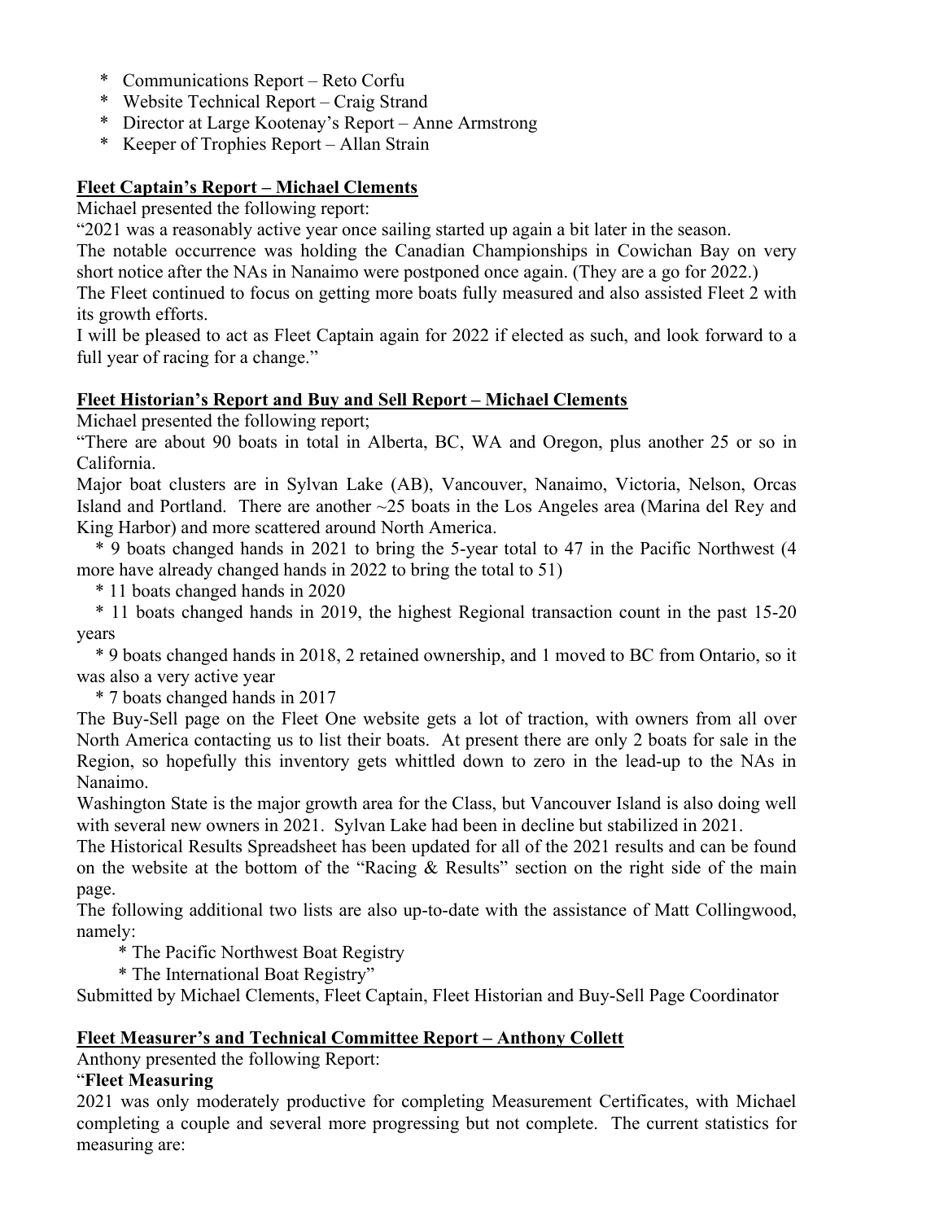* Communications Report – Reto Corfu
* Website Technical Report – Craig Strand
* Director at Large Kootenay's Report – Anne Armstrong
* Keeper of Trophies Report – Allan Strain

**Fleet Captain's Report – Michael Clements**

Michael presented the following report:

"2021 was a reasonably active year once sailing started up again a bit later in the season.

The notable occurrence was holding the Canadian Championships in Cowichan Bay on very short notice after the NAs in Nanaimo were postponed once again. (They are a go for 2022.)

The Fleet continued to focus on getting more boats fully measured and also assisted Fleet 2 with its growth efforts.

I will be pleased to act as Fleet Captain again for 2022 if elected as such, and look forward to a full year of racing for a change."

**Fleet Historian's Report and Buy and Sell Report – Michael Clements**

Michael presented the following report;

"There are about 90 boats in total in Alberta, BC, WA and Oregon, plus another 25 or so in California.

Major boat clusters are in Sylvan Lake (AB), Vancouver, Nanaimo, Victoria, Nelson, Orcas Island and Portland. There are another ~25 boats in the Los Angeles area (Marina del Rey and King Harbor) and more scattered around North America.

* 9 boats changed hands in 2021 to bring the 5-year total to 47 in the Pacific Northwest (4 more have already changed hands in 2022 to bring the total to 51)
* 11 boats changed hands in 2020
* 11 boats changed hands in 2019, the highest Regional transaction count in the past 15-20 years
* 9 boats changed hands in 2018, 2 retained ownership, and 1 moved to BC from Ontario, so it was also a very active year
* 7 boats changed hands in 2017

The Buy-Sell page on the Fleet One website gets a lot of traction, with owners from all over North America contacting us to list their boats. At present there are only 2 boats for sale in the Region, so hopefully this inventory gets whittled down to zero in the lead-up to the NAs in Nanaimo.

Washington State is the major growth area for the Class, but Vancouver Island is also doing well with several new owners in 2021. Sylvan Lake had been in decline but stabilized in 2021.

The Historical Results Spreadsheet has been updated for all of the 2021 results and can be found on the website at the bottom of the "Racing & Results" section on the right side of the main page.

The following additional two lists are also up-to-date with the assistance of Matt Collingwood, namely:

* The Pacific Northwest Boat Registry
* The International Boat Registry"

Submitted by Michael Clements, Fleet Captain, Fleet Historian and Buy-Sell Page Coordinator

**Fleet Measurer's and Technical Committee Report – Anthony Collett**

Anthony presented the following Report:

"**Fleet Measuring**

2021 was only moderately productive for completing Measurement Certificates, with Michael completing a couple and several more progressing but not complete. The current statistics for measuring are: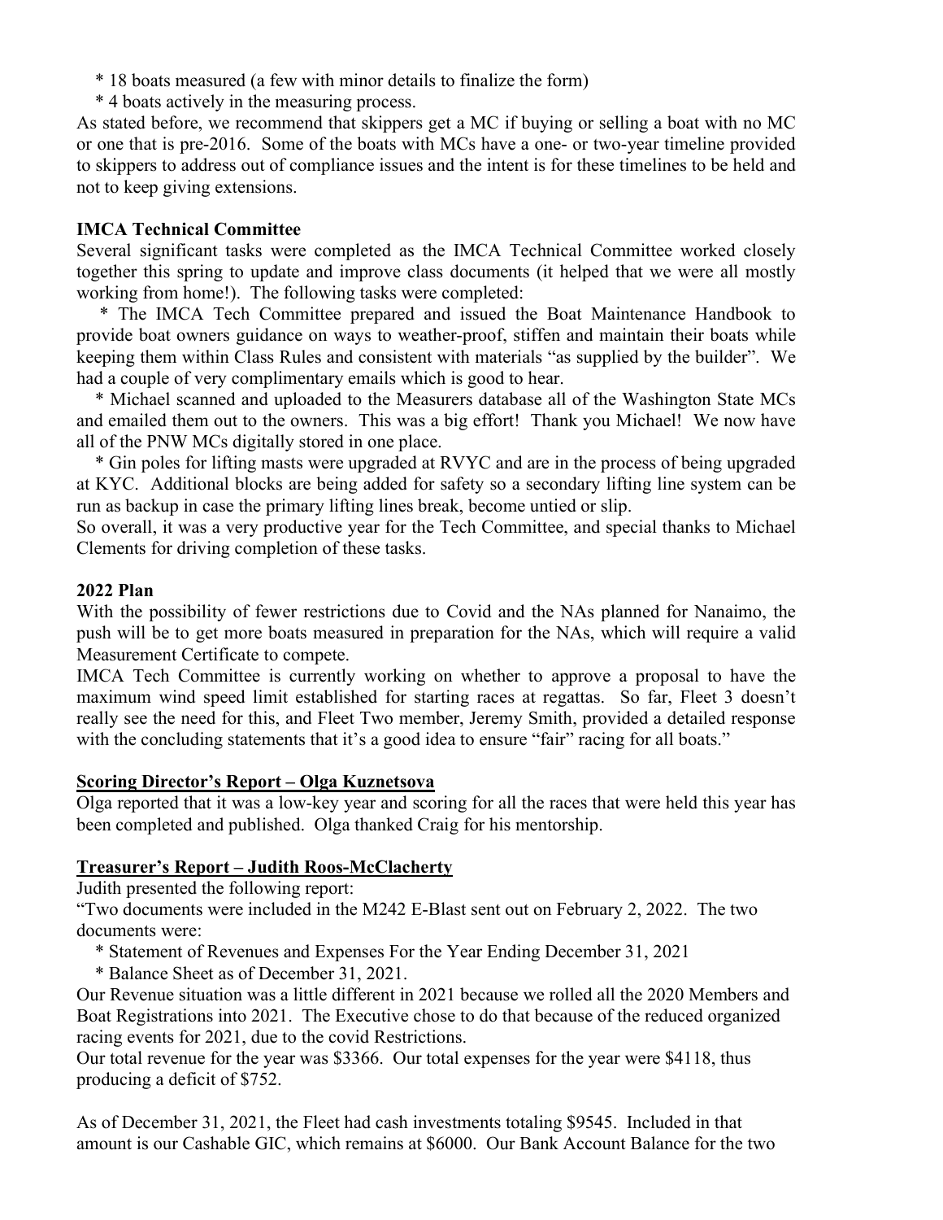* 18 boats measured (a few with minor details to finalize the form)
* 4 boats actively in the measuring process.

As stated before, we recommend that skippers get a MC if buying or selling a boat with no MC or one that is pre-2016. Some of the boats with MCs have a one- or two-year timeline provided to skippers to address out of compliance issues and the intent is for these timelines to be held and not to keep giving extensions.

**IMCA Technical Committee**

Several significant tasks were completed as the IMCA Technical Committee worked closely together this spring to update and improve class documents (it helped that we were all mostly working from home!). The following tasks were completed:

* The IMCA Tech Committee prepared and issued the Boat Maintenance Handbook to provide boat owners guidance on ways to weather-proof, stiffen and maintain their boats while keeping them within Class Rules and consistent with materials "as supplied by the builder". We had a couple of very complimentary emails which is good to hear.
* Michael scanned and uploaded to the Measurers database all of the Washington State MCs and emailed them out to the owners. This was a big effort! Thank you Michael! We now have all of the PNW MCs digitally stored in one place.
* Gin poles for lifting masts were upgraded at RVYC and are in the process of being upgraded at KYC. Additional blocks are being added for safety so a secondary lifting line system can be run as backup in case the primary lifting lines break, become untied or slip.

So overall, it was a very productive year for the Tech Committee, and special thanks to Michael Clements for driving completion of these tasks.

**2022 Plan**

With the possibility of fewer restrictions due to Covid and the NAs planned for Nanaimo, the push will be to get more boats measured in preparation for the NAs, which will require a valid Measurement Certificate to compete.

IMCA Tech Committee is currently working on whether to approve a proposal to have the maximum wind speed limit established for starting races at regattas. So far, Fleet 3 doesn't really see the need for this, and Fleet Two member, Jeremy Smith, provided a detailed response with the concluding statements that it's a good idea to ensure "fair" racing for all boats."

**Scoring Director's Report – Olga Kuznetsova**

Olga reported that it was a low-key year and scoring for all the races that were held this year has been completed and published. Olga thanked Craig for his mentorship.

**Treasurer's Report – Judith Roos-McClacherty**

Judith presented the following report:

"Two documents were included in the M242 E-Blast sent out on February 2, 2022. The two documents were:

* Statement of Revenues and Expenses For the Year Ending December 31, 2021
* Balance Sheet as of December 31, 2021.

Our Revenue situation was a little different in 2021 because we rolled all the 2020 Members and Boat Registrations into 2021. The Executive chose to do that because of the reduced organized racing events for 2021, due to the covid Restrictions.

Our total revenue for the year was $3366. Our total expenses for the year were $4118, thus producing a deficit of $752.

As of December 31, 2021, the Fleet had cash investments totaling $9545. Included in that amount is our Cashable GIC, which remains at $6000. Our Bank Account Balance for the two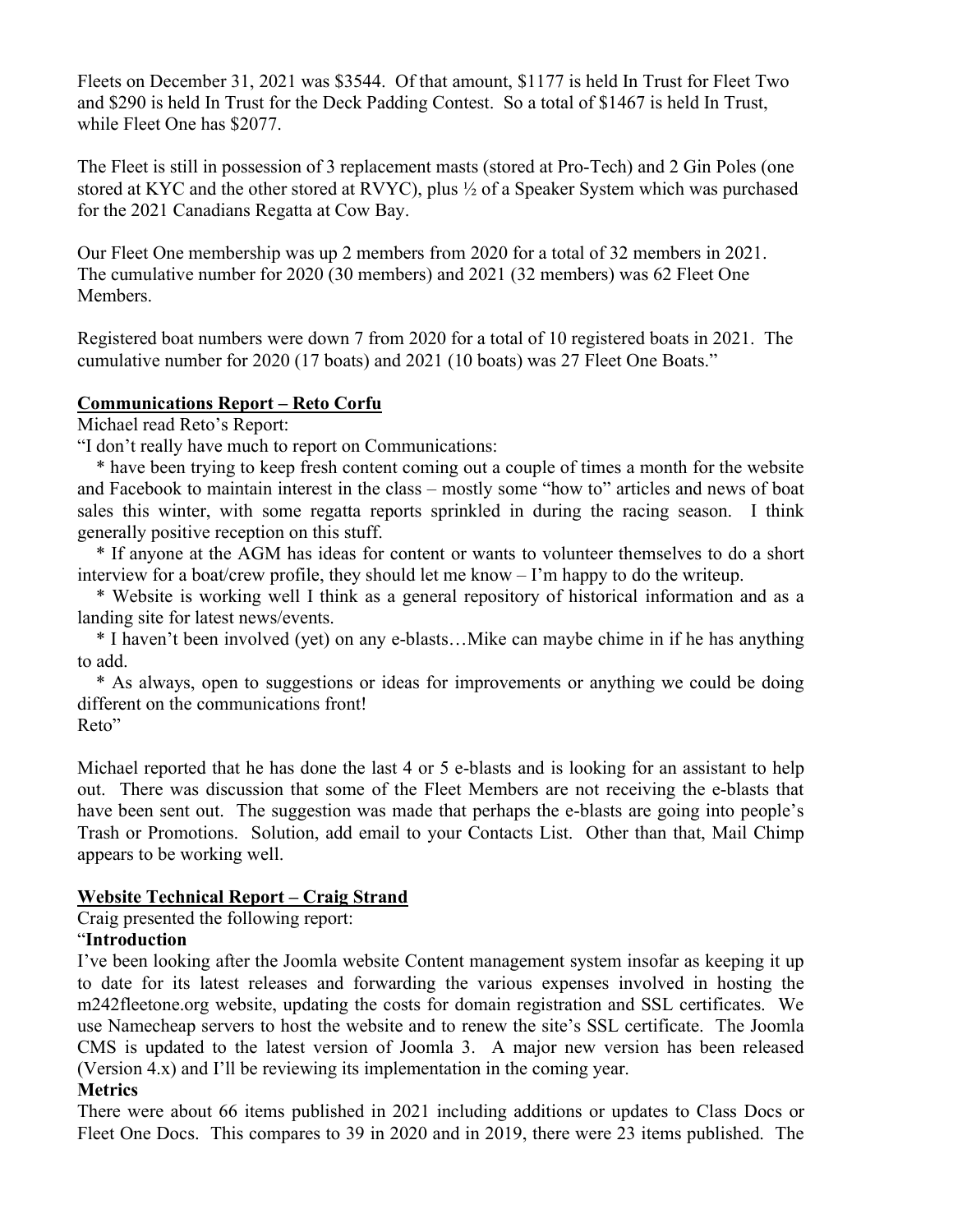Fleets on December 31, 2021 was $3544. Of that amount, $1177 is held In Trust for Fleet Two and $290 is held In Trust for the Deck Padding Contest. So a total of $1467 is held In Trust, while Fleet One has $2077.

The Fleet is still in possession of 3 replacement masts (stored at Pro-Tech) and 2 Gin Poles (one stored at KYC and the other stored at RVYC), plus ½ of a Speaker System which was purchased for the 2021 Canadians Regatta at Cow Bay.

Our Fleet One membership was up 2 members from 2020 for a total of 32 members in 2021. The cumulative number for 2020 (30 members) and 2021 (32 members) was 62 Fleet One Members.

Registered boat numbers were down 7 from 2020 for a total of 10 registered boats in 2021. The cumulative number for 2020 (17 boats) and 2021 (10 boats) was 27 Fleet One Boats."

**Communications Report – Reto Corfu**

Michael read Reto's Report:

"I don't really have much to report on Communications:

* have been trying to keep fresh content coming out a couple of times a month for the website and Facebook to maintain interest in the class – mostly some "how to" articles and news of boat sales this winter, with some regatta reports sprinkled in during the racing season. I think generally positive reception on this stuff.
* If anyone at the AGM has ideas for content or wants to volunteer themselves to do a short interview for a boat/crew profile, they should let me know – I'm happy to do the writeup.
* Website is working well I think as a general repository of historical information and as a landing site for latest news/events.
* I haven't been involved (yet) on any e-blasts…Mike can maybe chime in if he has anything to add.
* As always, open to suggestions or ideas for improvements or anything we could be doing different on the communications front!

Reto"

Michael reported that he has done the last 4 or 5 e-blasts and is looking for an assistant to help out. There was discussion that some of the Fleet Members are not receiving the e-blasts that have been sent out. The suggestion was made that perhaps the e-blasts are going into people's Trash or Promotions. Solution, add email to your Contacts List. Other than that, Mail Chimp appears to be working well.

**Website Technical Report – Craig Strand**

Craig presented the following report:

"**Introduction**

I've been looking after the Joomla website Content management system insofar as keeping it up to date for its latest releases and forwarding the various expenses involved in hosting the m242fleetone.org website, updating the costs for domain registration and SSL certificates. We use Namecheap servers to host the website and to renew the site's SSL certificate. The Joomla CMS is updated to the latest version of Joomla 3. A major new version has been released (Version 4.x) and I'll be reviewing its implementation in the coming year.

**Metrics**

There were about 66 items published in 2021 including additions or updates to Class Docs or Fleet One Docs. This compares to 39 in 2020 and in 2019, there were 23 items published. The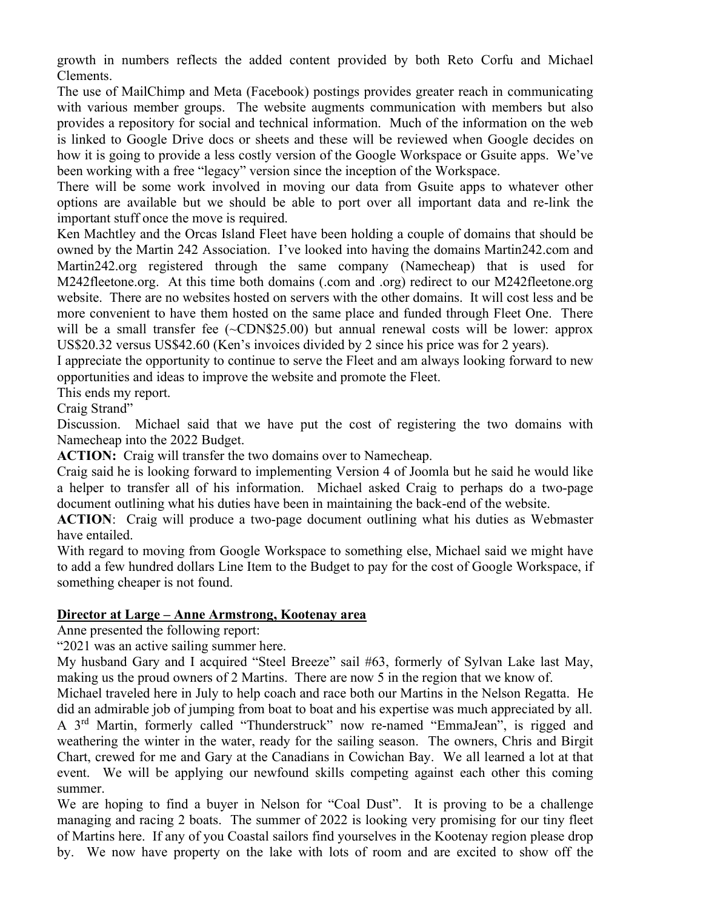growth in numbers reflects the added content provided by both Reto Corfu and Michael Clements.

The use of MailChimp and Meta (Facebook) postings provides greater reach in communicating with various member groups. The website augments communication with members but also provides a repository for social and technical information. Much of the information on the web is linked to Google Drive docs or sheets and these will be reviewed when Google decides on how it is going to provide a less costly version of the Google Workspace or Gsuite apps. We've been working with a free "legacy" version since the inception of the Workspace.

There will be some work involved in moving our data from Gsuite apps to whatever other options are available but we should be able to port over all important data and re-link the important stuff once the move is required.

Ken Machtley and the Orcas Island Fleet have been holding a couple of domains that should be owned by the Martin 242 Association. I've looked into having the domains Martin242.com and Martin242.org registered through the same company (Namecheap) that is used for M242fleetone.org. At this time both domains (.com and .org) redirect to our M242fleetone.org website. There are no websites hosted on servers with the other domains. It will cost less and be more convenient to have them hosted on the same place and funded through Fleet One. There will be a small transfer fee (~CDN$25.00) but annual renewal costs will be lower: approx US$20.32 versus US$42.60 (Ken's invoices divided by 2 since his price was for 2 years).

I appreciate the opportunity to continue to serve the Fleet and am always looking forward to new opportunities and ideas to improve the website and promote the Fleet.

This ends my report.

Craig Strand"

Discussion. Michael said that we have put the cost of registering the two domains with Namecheap into the 2022 Budget.

**ACTION:** Craig will transfer the two domains over to Namecheap.

Craig said he is looking forward to implementing Version 4 of Joomla but he said he would like a helper to transfer all of his information. Michael asked Craig to perhaps do a two-page document outlining what his duties have been in maintaining the back-end of the website.

**ACTION**: Craig will produce a two-page document outlining what his duties as Webmaster have entailed.

With regard to moving from Google Workspace to something else, Michael said we might have to add a few hundred dollars Line Item to the Budget to pay for the cost of Google Workspace, if something cheaper is not found.

**Director at Large – Anne Armstrong, Kootenay area**

Anne presented the following report:

"2021 was an active sailing summer here.

My husband Gary and I acquired "Steel Breeze" sail #63, formerly of Sylvan Lake last May, making us the proud owners of 2 Martins. There are now 5 in the region that we know of.

Michael traveled here in July to help coach and race both our Martins in the Nelson Regatta. He did an admirable job of jumping from boat to boat and his expertise was much appreciated by all. A 3rd Martin, formerly called "Thunderstruck" now re-named "EmmaJean", is rigged and weathering the winter in the water, ready for the sailing season. The owners, Chris and Birgit Chart, crewed for me and Gary at the Canadians in Cowichan Bay. We all learned a lot at that event. We will be applying our newfound skills competing against each other this coming summer.

We are hoping to find a buyer in Nelson for "Coal Dust". It is proving to be a challenge managing and racing 2 boats. The summer of 2022 is looking very promising for our tiny fleet of Martins here. If any of you Coastal sailors find yourselves in the Kootenay region please drop by. We now have property on the lake with lots of room and are excited to show off the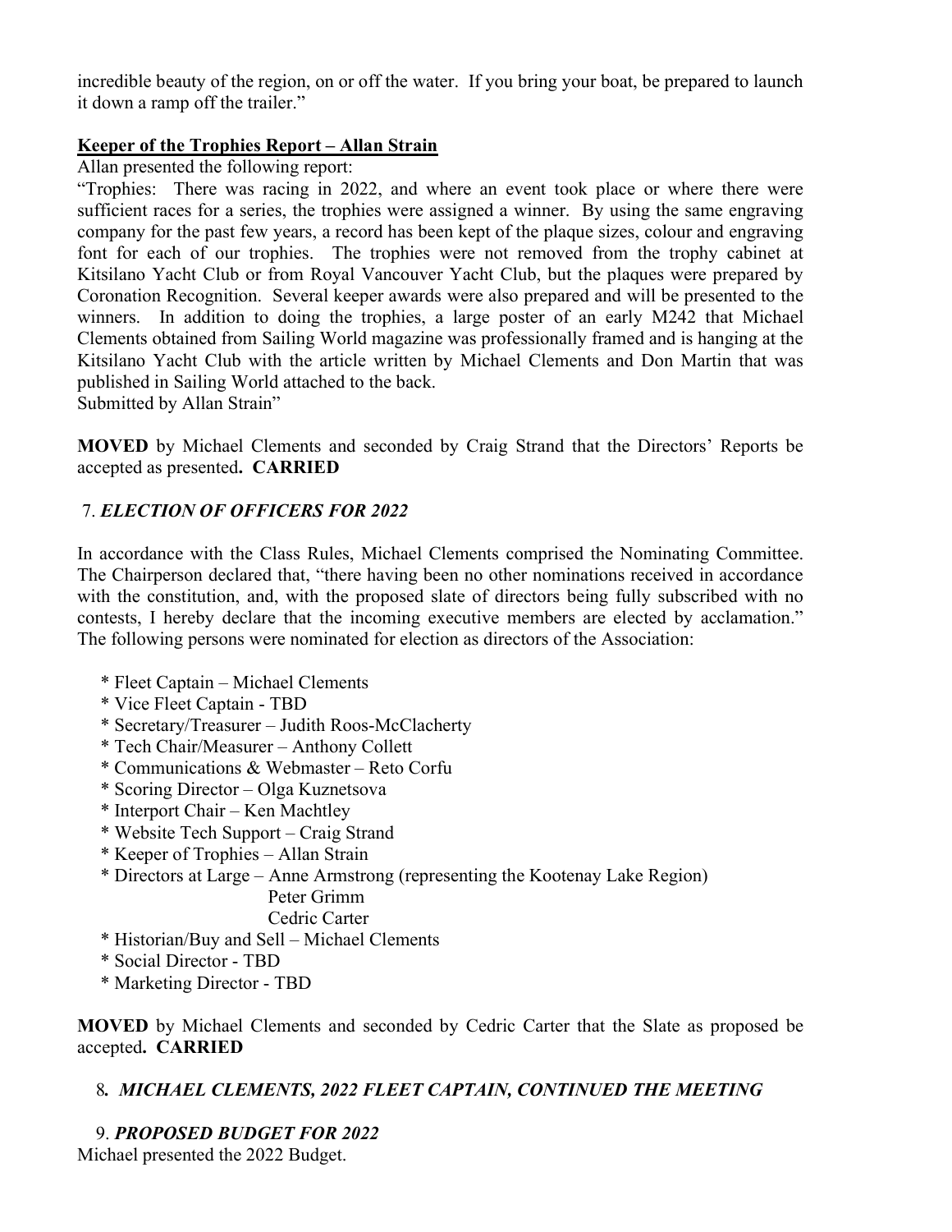incredible beauty of the region, on or off the water. If you bring your boat, be prepared to launch it down a ramp off the trailer."

**Keeper of the Trophies Report – Allan Strain**

Allan presented the following report:

"Trophies: There was racing in 2022, and where an event took place or where there were sufficient races for a series, the trophies were assigned a winner. By using the same engraving company for the past few years, a record has been kept of the plaque sizes, colour and engraving font for each of our trophies. The trophies were not removed from the trophy cabinet at Kitsilano Yacht Club or from Royal Vancouver Yacht Club, but the plaques were prepared by Coronation Recognition. Several keeper awards were also prepared and will be presented to the winners. In addition to doing the trophies, a large poster of an early M242 that Michael Clements obtained from Sailing World magazine was professionally framed and is hanging at the Kitsilano Yacht Club with the article written by Michael Clements and Don Martin that was published in Sailing World attached to the back.
Submitted by Allan Strain"

**MOVED** by Michael Clements and seconded by Craig Strand that the Directors' Reports be accepted as presented**. CARRIED**

7. ***ELECTION OF OFFICERS FOR 2022***

In accordance with the Class Rules, Michael Clements comprised the Nominating Committee. The Chairperson declared that, "there having been no other nominations received in accordance with the constitution, and, with the proposed slate of directors being fully subscribed with no contests, I hereby declare that the incoming executive members are elected by acclamation." The following persons were nominated for election as directors of the Association:

* Fleet Captain – Michael Clements
* Vice Fleet Captain - TBD
* Secretary/Treasurer – Judith Roos-McClacherty
* Tech Chair/Measurer – Anthony Collett
* Communications & Webmaster – Reto Corfu
* Scoring Director – Olga Kuznetsova
* Interport Chair – Ken Machtley
* Website Tech Support – Craig Strand
* Keeper of Trophies – Allan Strain
* Directors at Large – Anne Armstrong (representing the Kootenay Lake Region)
  Peter Grimm
  Cedric Carter
* Historian/Buy and Sell – Michael Clements
* Social Director - TBD
* Marketing Director - TBD

**MOVED** by Michael Clements and seconded by Cedric Carter that the Slate as proposed be accepted**. CARRIED**

8. ***MICHAEL CLEMENTS, 2022 FLEET CAPTAIN, CONTINUED THE MEETING***

9. ***PROPOSED BUDGET FOR 2022***

Michael presented the 2022 Budget.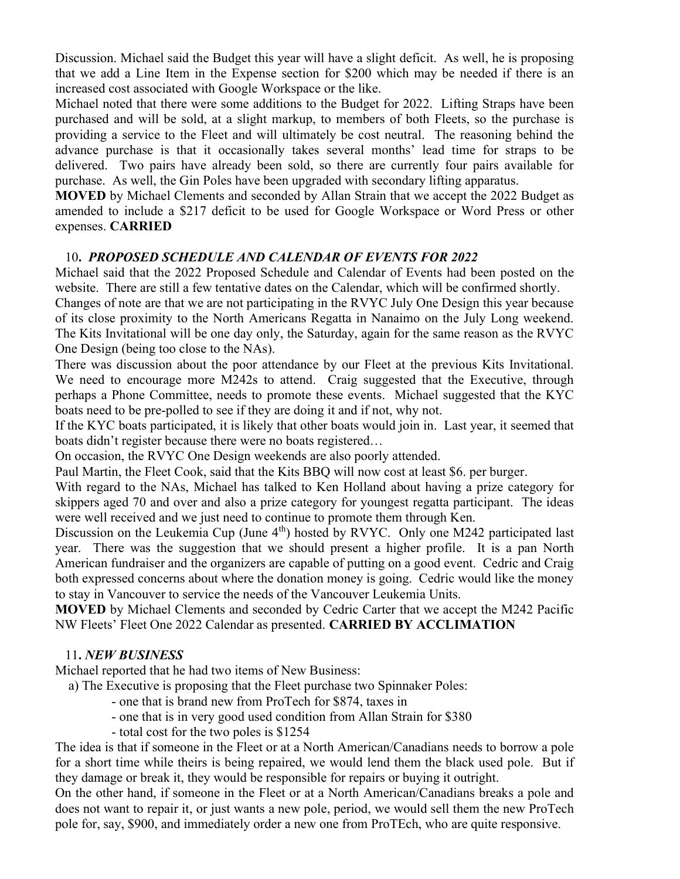Discussion. Michael said the Budget this year will have a slight deficit. As well, he is proposing that we add a Line Item in the Expense section for $200 which may be needed if there is an increased cost associated with Google Workspace or the like.

Michael noted that there were some additions to the Budget for 2022. Lifting Straps have been purchased and will be sold, at a slight markup, to members of both Fleets, so the purchase is providing a service to the Fleet and will ultimately be cost neutral. The reasoning behind the advance purchase is that it occasionally takes several months' lead time for straps to be delivered. Two pairs have already been sold, so there are currently four pairs available for purchase. As well, the Gin Poles have been upgraded with secondary lifting apparatus.

**MOVED** by Michael Clements and seconded by Allan Strain that we accept the 2022 Budget as amended to include a $217 deficit to be used for Google Workspace or Word Press or other expenses. **CARRIED**

### 10. *PROPOSED SCHEDULE AND CALENDAR OF EVENTS FOR 2022*

Michael said that the 2022 Proposed Schedule and Calendar of Events had been posted on the website. There are still a few tentative dates on the Calendar, which will be confirmed shortly.

Changes of note are that we are not participating in the RVYC July One Design this year because of its close proximity to the North Americans Regatta in Nanaimo on the July Long weekend. The Kits Invitational will be one day only, the Saturday, again for the same reason as the RVYC One Design (being too close to the NAs).

There was discussion about the poor attendance by our Fleet at the previous Kits Invitational. We need to encourage more M242s to attend. Craig suggested that the Executive, through perhaps a Phone Committee, needs to promote these events. Michael suggested that the KYC boats need to be pre-polled to see if they are doing it and if not, why not.

If the KYC boats participated, it is likely that other boats would join in. Last year, it seemed that boats didn't register because there were no boats registered…

On occasion, the RVYC One Design weekends are also poorly attended.

Paul Martin, the Fleet Cook, said that the Kits BBQ will now cost at least $6. per burger.

With regard to the NAs, Michael has talked to Ken Holland about having a prize category for skippers aged 70 and over and also a prize category for youngest regatta participant. The ideas were well received and we just need to continue to promote them through Ken.

Discussion on the Leukemia Cup (June 4th) hosted by RVYC. Only one M242 participated last year. There was the suggestion that we should present a higher profile. It is a pan North American fundraiser and the organizers are capable of putting on a good event. Cedric and Craig both expressed concerns about where the donation money is going. Cedric would like the money to stay in Vancouver to service the needs of the Vancouver Leukemia Units.

**MOVED** by Michael Clements and seconded by Cedric Carter that we accept the M242 Pacific NW Fleets' Fleet One 2022 Calendar as presented. **CARRIED BY ACCLIMATION**

### 11. *NEW BUSINESS*

Michael reported that he had two items of New Business:

a) The Executive is proposing that the Fleet purchase two Spinnaker Poles:
   - one that is brand new from ProTech for $874, taxes in
   - one that is in very good used condition from Allan Strain for $380
   - total cost for the two poles is $1254

The idea is that if someone in the Fleet or at a North American/Canadians needs to borrow a pole for a short time while theirs is being repaired, we would lend them the black used pole. But if they damage or break it, they would be responsible for repairs or buying it outright.

On the other hand, if someone in the Fleet or at a North American/Canadians breaks a pole and does not want to repair it, or just wants a new pole, period, we would sell them the new ProTech pole for, say, $900, and immediately order a new one from ProTEch, who are quite responsive.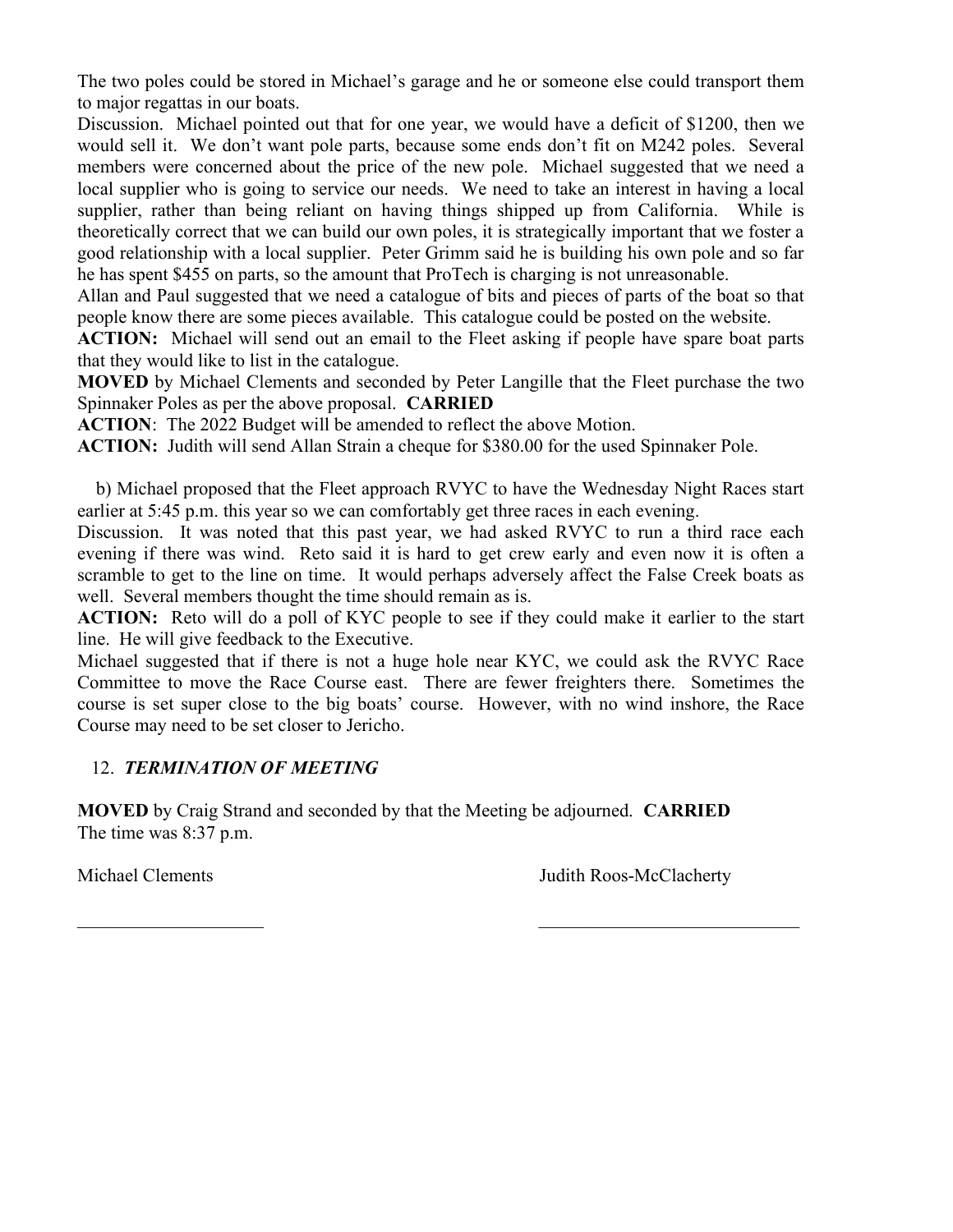The two poles could be stored in Michael's garage and he or someone else could transport them to major regattas in our boats.

Discussion. Michael pointed out that for one year, we would have a deficit of $1200, then we would sell it. We don't want pole parts, because some ends don't fit on M242 poles. Several members were concerned about the price of the new pole. Michael suggested that we need a local supplier who is going to service our needs. We need to take an interest in having a local supplier, rather than being reliant on having things shipped up from California. While is theoretically correct that we can build our own poles, it is strategically important that we foster a good relationship with a local supplier. Peter Grimm said he is building his own pole and so far he has spent $455 on parts, so the amount that ProTech is charging is not unreasonable.

Allan and Paul suggested that we need a catalogue of bits and pieces of parts of the boat so that people know there are some pieces available. This catalogue could be posted on the website.

**ACTION:** Michael will send out an email to the Fleet asking if people have spare boat parts that they would like to list in the catalogue.

**MOVED** by Michael Clements and seconded by Peter Langille that the Fleet purchase the two Spinnaker Poles as per the above proposal. **CARRIED**

**ACTION**: The 2022 Budget will be amended to reflect the above Motion.

**ACTION:** Judith will send Allan Strain a cheque for $380.00 for the used Spinnaker Pole.

b) Michael proposed that the Fleet approach RVYC to have the Wednesday Night Races start earlier at 5:45 p.m. this year so we can comfortably get three races in each evening.

Discussion. It was noted that this past year, we had asked RVYC to run a third race each evening if there was wind. Reto said it is hard to get crew early and even now it is often a scramble to get to the line on time. It would perhaps adversely affect the False Creek boats as well. Several members thought the time should remain as is.

**ACTION:** Reto will do a poll of KYC people to see if they could make it earlier to the start line. He will give feedback to the Executive.

Michael suggested that if there is not a huge hole near KYC, we could ask the RVYC Race Committee to move the Race Course east. There are fewer freighters there. Sometimes the course is set super close to the big boats' course. However, with no wind inshore, the Race Course may need to be set closer to Jericho.

## 12. ***TERMINATION OF MEETING***

**MOVED** by Craig Strand and seconded by that the Meeting be adjourned. **CARRIED**

The time was 8:37 p.m.

Michael Clements                                        Judith Roos-McClacherty

____________________                                        ____________________________